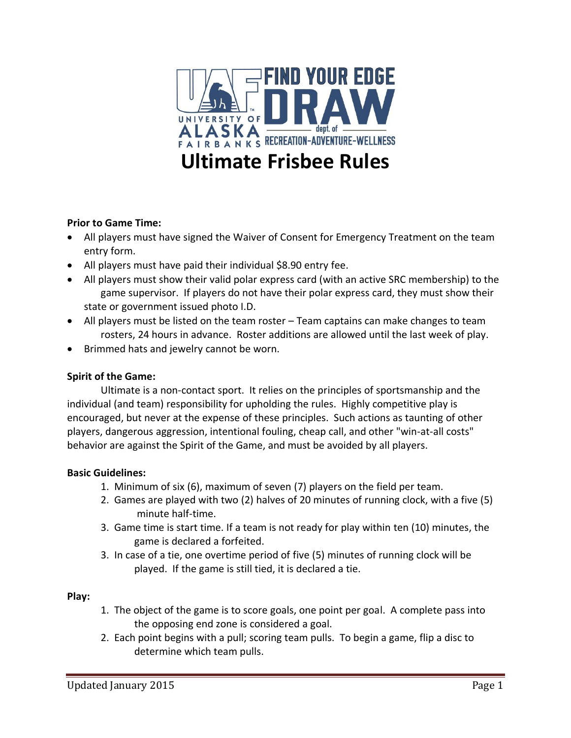# Ultimate Frisbee Rules

**Prior to Game Time:**

- All players must have signed the Waiver of Consent for Emergency Treatment on the team entry form.
- All players must have paid their individual $8.90 entry fee.
- All players must show their valid polar express card (with an active SRC membership) to the game supervisor. If players do not have their polar express card, they must show their state or government issued photo I.D.
- All players must be listed on the team roster – Team captains can make changes to team rosters, 24 hours in advance. Roster additions are allowed until the last week of play.
- Brimmed hats and jewelry cannot be worn.

**Spirit of the Game:**

Ultimate is a non-contact sport. It relies on the principles of sportsmanship and the individual (and team) responsibility for upholding the rules. Highly competitive play is encouraged, but never at the expense of these principles. Such actions as taunting of other players, dangerous aggression, intentional fouling, cheap call, and other "win-at-all costs" behavior are against the Spirit of the Game, and must be avoided by all players.

**Basic Guidelines:**

1. Minimum of six (6), maximum of seven (7) players on the field per team.
2. Games are played with two (2) halves of 20 minutes of running clock, with a five (5) minute half-time.
3. Game time is start time. If a team is not ready for play within ten (10) minutes, the game is declared a forfeited.
3. In case of a tie, one overtime period of five (5) minutes of running clock will be played. If the game is still tied, it is declared a tie.

**Play:**

1. The object of the game is to score goals, one point per goal. A complete pass into the opposing end zone is considered a goal.
2. Each point begins with a pull; scoring team pulls. To begin a game, flip a disc to determine which team pulls.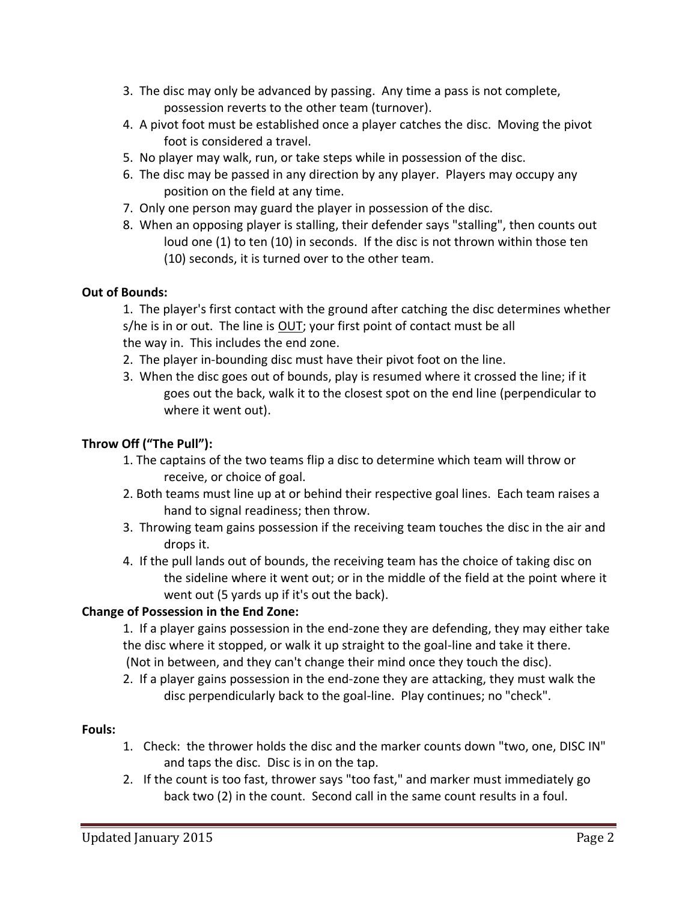3. The disc may only be advanced by passing. Any time a pass is not complete, possession reverts to the other team (turnover).
4. A pivot foot must be established once a player catches the disc. Moving the pivot foot is considered a travel.
5. No player may walk, run, or take steps while in possession of the disc.
6. The disc may be passed in any direction by any player. Players may occupy any position on the field at any time.
7. Only one person may guard the player in possession of the disc.
8. When an opposing player is stalling, their defender says "stalling", then counts out loud one (1) to ten (10) in seconds. If the disc is not thrown within those ten (10) seconds, it is turned over to the other team.

**Out of Bounds:**

1. The player's first contact with the ground after catching the disc determines whether s/he is in or out. The line is <u>OUT</u>; your first point of contact must be all the way in. This includes the end zone.
2. The player in-bounding disc must have their pivot foot on the line.
3. When the disc goes out of bounds, play is resumed where it crossed the line; if it goes out the back, walk it to the closest spot on the end line (perpendicular to where it went out).

**Throw Off ("The Pull"):**

1. The captains of the two teams flip a disc to determine which team will throw or receive, or choice of goal.
2. Both teams must line up at or behind their respective goal lines. Each team raises a hand to signal readiness; then throw.
3. Throwing team gains possession if the receiving team touches the disc in the air and drops it.
4. If the pull lands out of bounds, the receiving team has the choice of taking disc on the sideline where it went out; or in the middle of the field at the point where it went out (5 yards up if it's out the back).

**Change of Possession in the End Zone:**

1. If a player gains possession in the end-zone they are defending, they may either take the disc where it stopped, or walk it up straight to the goal-line and take it there. (Not in between, and they can't change their mind once they touch the disc).
2. If a player gains possession in the end-zone they are attacking, they must walk the disc perpendicularly back to the goal-line. Play continues; no "check".

**Fouls:**

1. Check: the thrower holds the disc and the marker counts down "two, one, DISC IN" and taps the disc. Disc is in on the tap.
2. If the count is too fast, thrower says "too fast," and marker must immediately go back two (2) in the count. Second call in the same count results in a foul.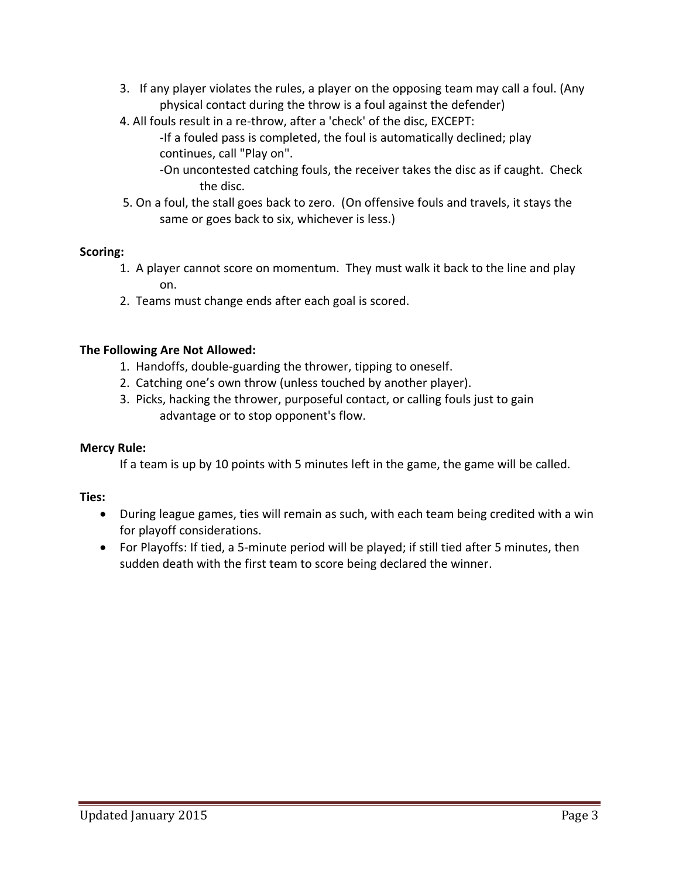3. If any player violates the rules, a player on the opposing team may call a foul. (Any physical contact during the throw is a foul against the defender)
4. All fouls result in a re-throw, after a 'check' of the disc, EXCEPT:
   - -If a fouled pass is completed, the foul is automatically declined; play continues, call "Play on".
   - -On uncontested catching fouls, the receiver takes the disc as if caught. Check the disc.
5. On a foul, the stall goes back to zero. (On offensive fouls and travels, it stays the same or goes back to six, whichever is less.)

**Scoring:**

1. A player cannot score on momentum. They must walk it back to the line and play on.
2. Teams must change ends after each goal is scored.

**The Following Are Not Allowed:**

1. Handoffs, double-guarding the thrower, tipping to oneself.
2. Catching one's own throw (unless touched by another player).
3. Picks, hacking the thrower, purposeful contact, or calling fouls just to gain advantage or to stop opponent's flow.

**Mercy Rule:**

If a team is up by 10 points with 5 minutes left in the game, the game will be called.

**Ties:**

- During league games, ties will remain as such, with each team being credited with a win for playoff considerations.
- For Playoffs: If tied, a 5-minute period will be played; if still tied after 5 minutes, then sudden death with the first team to score being declared the winner.